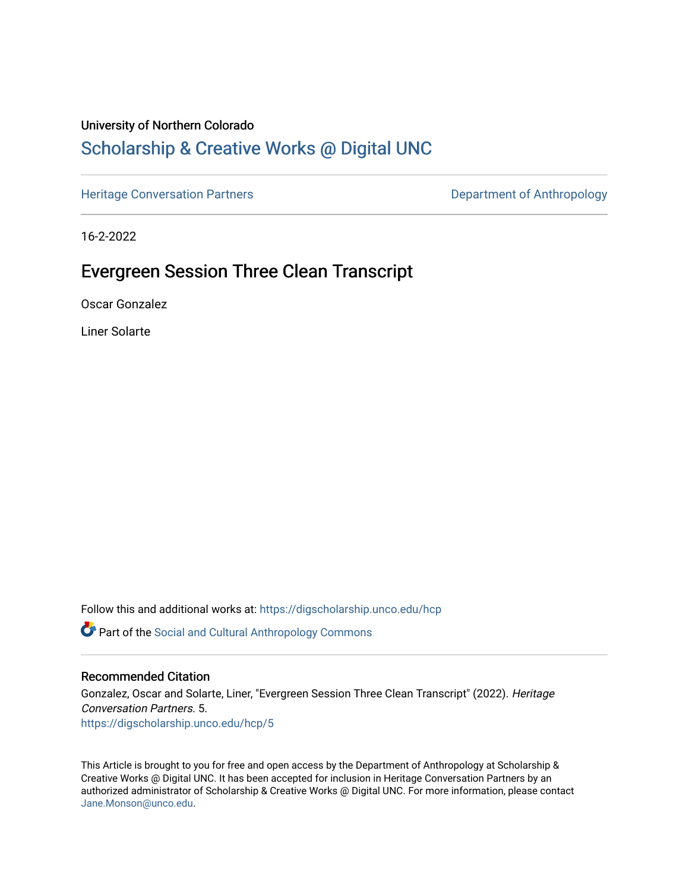University of Northern Colorado

# Scholarship & Creative Works @ Digital UNC

Heritage Conversation Partners | Department of Anthropology

16-2-2022

## Evergreen Session Three Clean Transcript

Oscar Gonzalez

Liner Solarte

Follow this and additional works at: https://digscholarship.unco.edu/hcp

Part of the Social and Cultural Anthropology Commons

### Recommended Citation

Gonzalez, Oscar and Solarte, Liner, "Evergreen Session Three Clean Transcript" (2022). *Heritage Conversation Partners*. 5.
https://digscholarship.unco.edu/hcp/5

This Article is brought to you for free and open access by the Department of Anthropology at Scholarship & Creative Works @ Digital UNC. It has been accepted for inclusion in Heritage Conversation Partners by an authorized administrator of Scholarship & Creative Works @ Digital UNC. For more information, please contact Jane.Monson@unco.edu.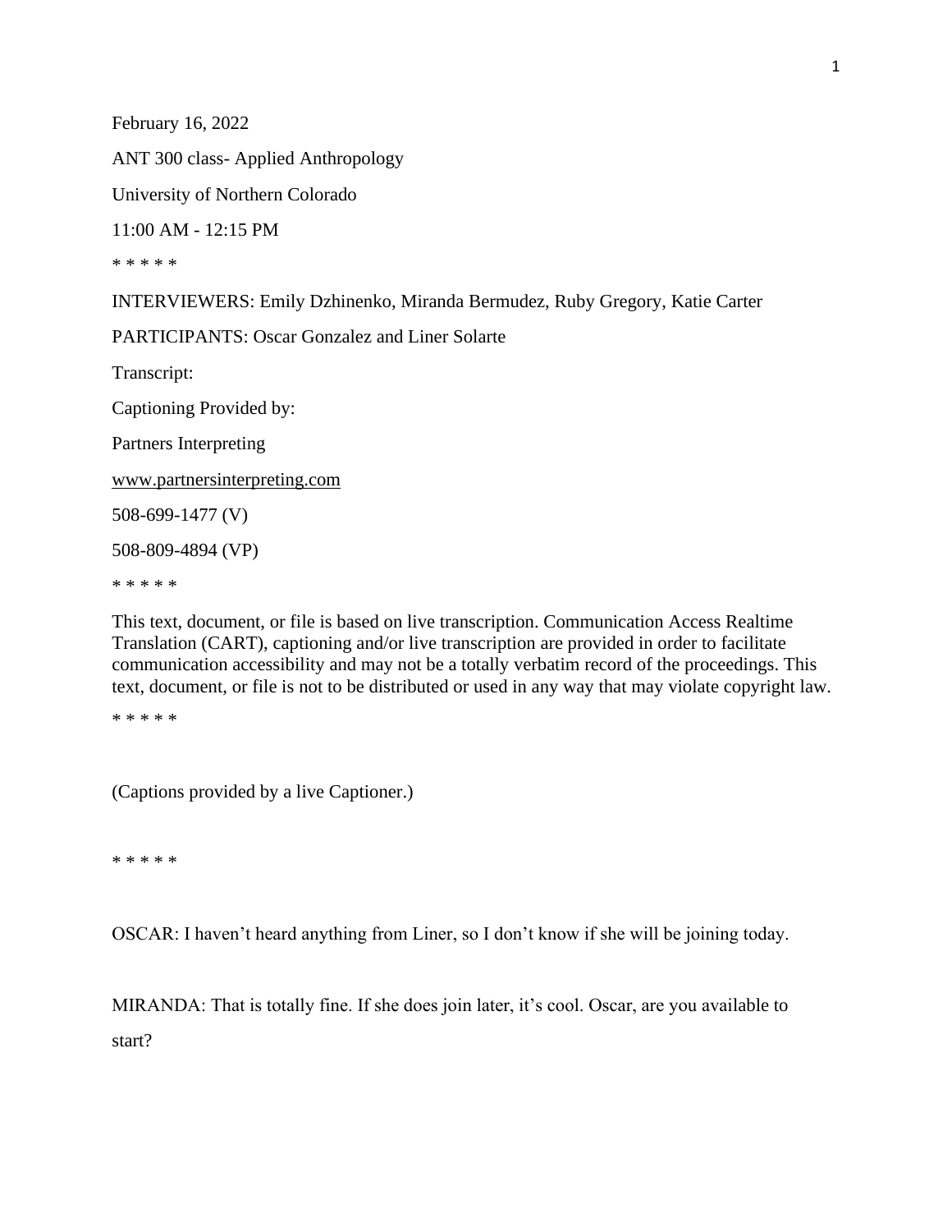February 16, 2022

ANT 300 class- Applied Anthropology

University of Northern Colorado

11:00 AM - 12:15 PM

* * * * *

INTERVIEWERS: Emily Dzhinenko, Miranda Bermudez, Ruby Gregory, Katie Carter

PARTICIPANTS: Oscar Gonzalez and Liner Solarte

Transcript:

Captioning Provided by:

Partners Interpreting

www.partnersinterpreting.com

508-699-1477 (V)

508-809-4894 (VP)

* * * * *

This text, document, or file is based on live transcription. Communication Access Realtime Translation (CART), captioning and/or live transcription are provided in order to facilitate communication accessibility and may not be a totally verbatim record of the proceedings. This text, document, or file is not to be distributed or used in any way that may violate copyright law.

* * * * *

(Captions provided by a live Captioner.)

* * * * *

OSCAR: I haven't heard anything from Liner, so I don't know if she will be joining today.

MIRANDA: That is totally fine. If she does join later, it's cool. Oscar, are you available to start?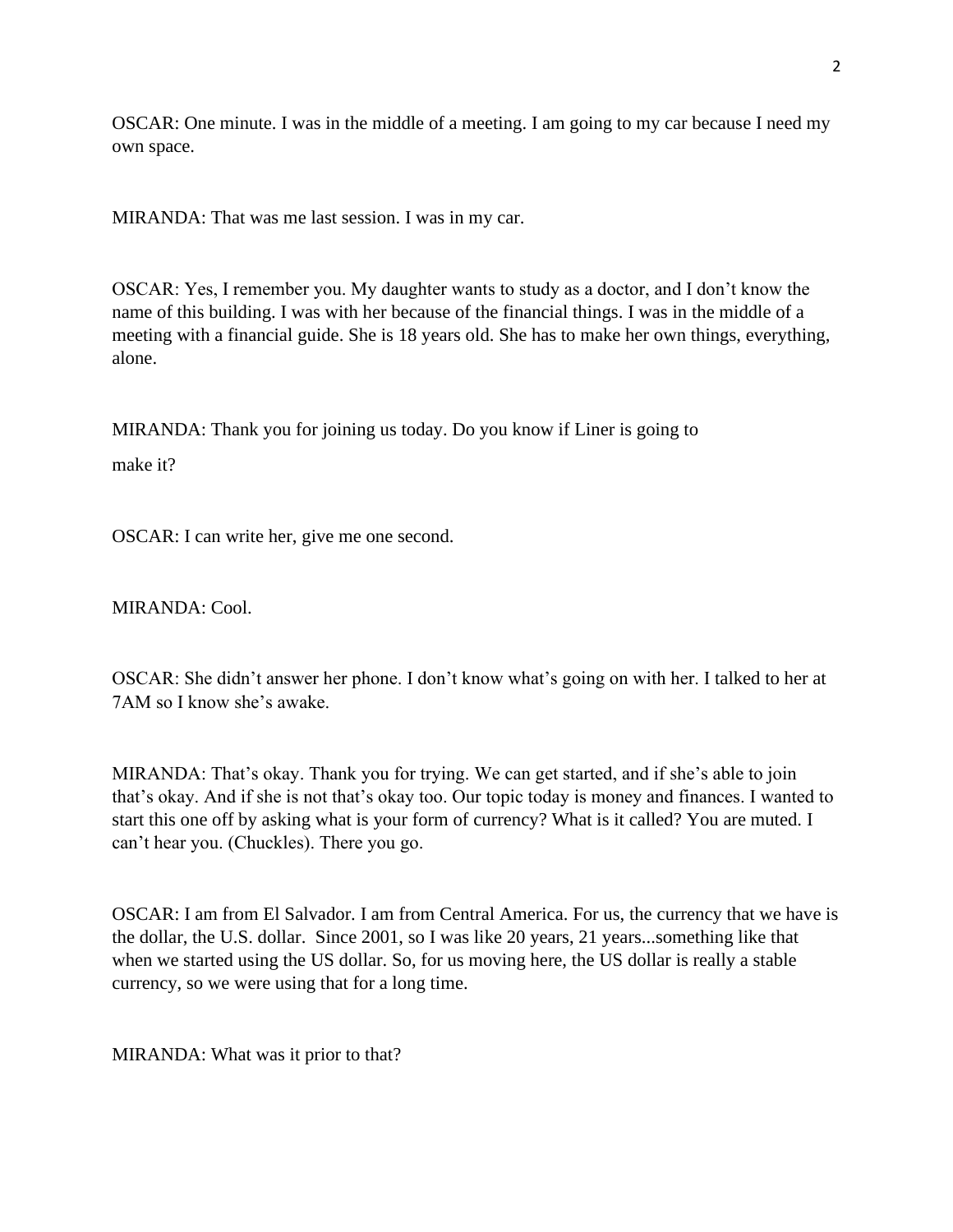OSCAR: One minute. I was in the middle of a meeting. I am going to my car because I need my own space.

MIRANDA: That was me last session. I was in my car.

OSCAR: Yes, I remember you. My daughter wants to study as a doctor, and I don't know the name of this building. I was with her because of the financial things. I was in the middle of a meeting with a financial guide. She is 18 years old. She has to make her own things, everything, alone.

MIRANDA: Thank you for joining us today. Do you know if Liner is going to make it?

OSCAR: I can write her, give me one second.

MIRANDA: Cool.

OSCAR: She didn't answer her phone. I don't know what's going on with her. I talked to her at 7AM so I know she's awake.

MIRANDA: That's okay. Thank you for trying. We can get started, and if she's able to join that's okay. And if she is not that's okay too. Our topic today is money and finances. I wanted to start this one off by asking what is your form of currency? What is it called? You are muted. I can't hear you. (Chuckles). There you go.

OSCAR: I am from El Salvador. I am from Central America. For us, the currency that we have is the dollar, the U.S. dollar. Since 2001, so I was like 20 years, 21 years...something like that when we started using the US dollar. So, for us moving here, the US dollar is really a stable currency, so we were using that for a long time.

MIRANDA: What was it prior to that?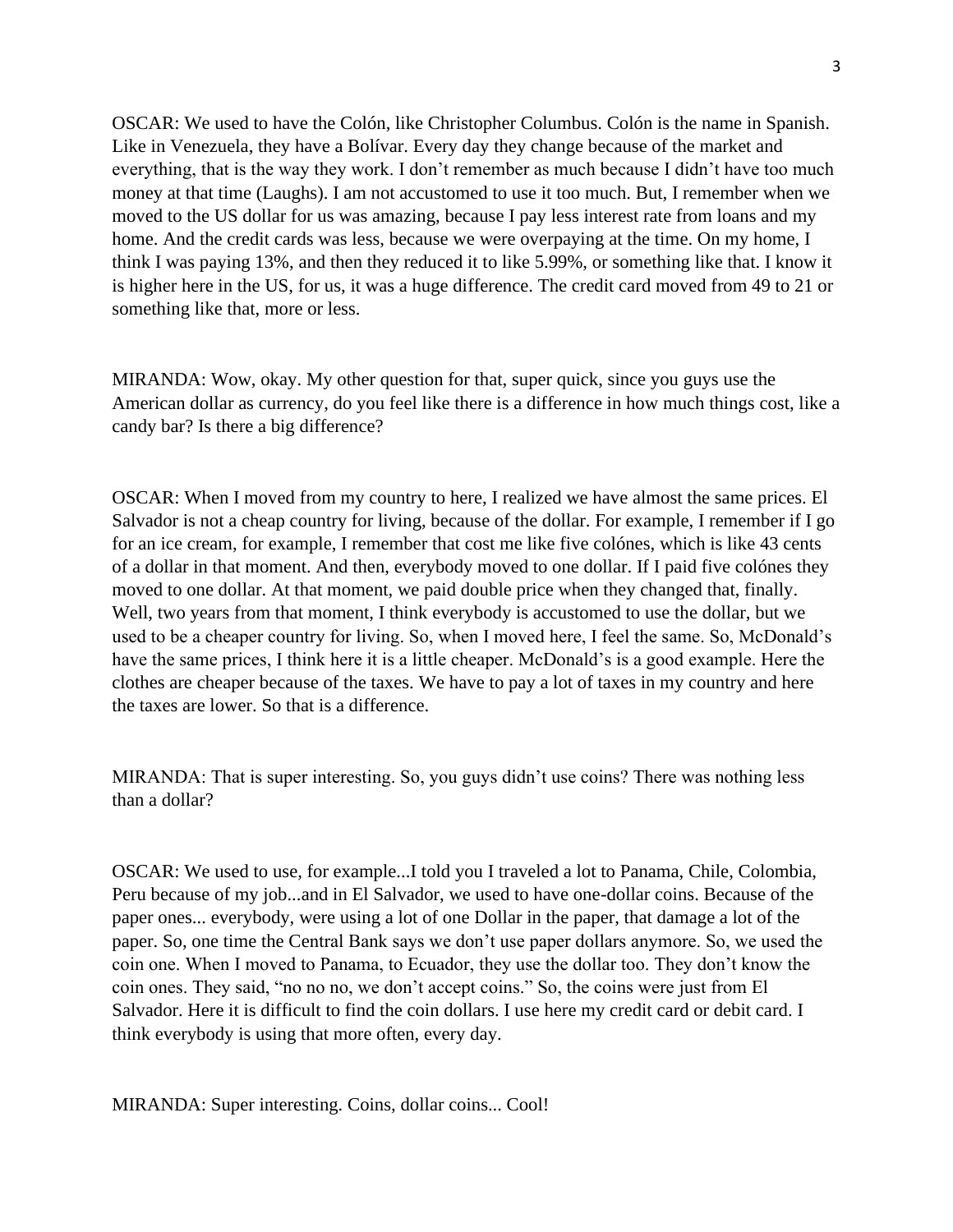OSCAR: We used to have the Colón, like Christopher Columbus. Colón is the name in Spanish. Like in Venezuela, they have a Bolívar. Every day they change because of the market and everything, that is the way they work. I don't remember as much because I didn't have too much money at that time (Laughs). I am not accustomed to use it too much. But, I remember when we moved to the US dollar for us was amazing, because I pay less interest rate from loans and my home. And the credit cards was less, because we were overpaying at the time. On my home, I think I was paying 13%, and then they reduced it to like 5.99%, or something like that. I know it is higher here in the US, for us, it was a huge difference. The credit card moved from 49 to 21 or something like that, more or less.

MIRANDA: Wow, okay. My other question for that, super quick, since you guys use the American dollar as currency, do you feel like there is a difference in how much things cost, like a candy bar? Is there a big difference?

OSCAR: When I moved from my country to here, I realized we have almost the same prices. El Salvador is not a cheap country for living, because of the dollar. For example, I remember if I go for an ice cream, for example, I remember that cost me like five colónes, which is like 43 cents of a dollar in that moment. And then, everybody moved to one dollar. If I paid five colónes they moved to one dollar. At that moment, we paid double price when they changed that, finally. Well, two years from that moment, I think everybody is accustomed to use the dollar, but we used to be a cheaper country for living. So, when I moved here, I feel the same. So, McDonald's have the same prices, I think here it is a little cheaper. McDonald's is a good example. Here the clothes are cheaper because of the taxes. We have to pay a lot of taxes in my country and here the taxes are lower. So that is a difference.

MIRANDA: That is super interesting. So, you guys didn't use coins? There was nothing less than a dollar?

OSCAR: We used to use, for example...I told you I traveled a lot to Panama, Chile, Colombia, Peru because of my job...and in El Salvador, we used to have one-dollar coins. Because of the paper ones... everybody, were using a lot of one Dollar in the paper, that damage a lot of the paper. So, one time the Central Bank says we don't use paper dollars anymore. So, we used the coin one. When I moved to Panama, to Ecuador, they use the dollar too. They don't know the coin ones. They said, "no no no, we don't accept coins." So, the coins were just from El Salvador. Here it is difficult to find the coin dollars. I use here my credit card or debit card. I think everybody is using that more often, every day.

MIRANDA: Super interesting. Coins, dollar coins... Cool!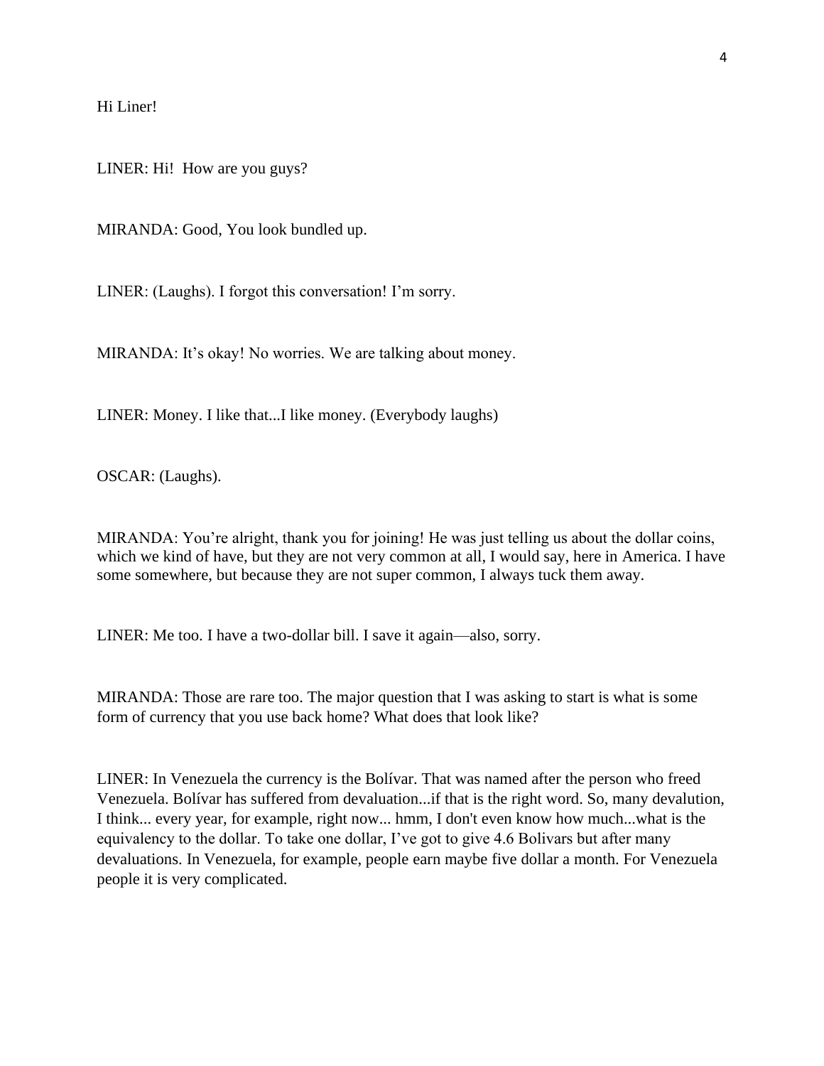Hi Liner!

LINER: Hi!  How are you guys?

MIRANDA: Good, You look bundled up.

LINER: (Laughs). I forgot this conversation! I'm sorry.

MIRANDA: It's okay! No worries. We are talking about money.

LINER: Money. I like that...I like money. (Everybody laughs)

OSCAR: (Laughs).

MIRANDA: You're alright, thank you for joining! He was just telling us about the dollar coins, which we kind of have, but they are not very common at all, I would say, here in America. I have some somewhere, but because they are not super common, I always tuck them away.

LINER: Me too. I have a two-dollar bill. I save it again—also, sorry.

MIRANDA: Those are rare too. The major question that I was asking to start is what is some form of currency that you use back home? What does that look like?

LINER: In Venezuela the currency is the Bolívar. That was named after the person who freed Venezuela. Bolívar has suffered from devaluation...if that is the right word. So, many devalution, I think... every year, for example, right now... hmm, I don't even know how much...what is the equivalency to the dollar. To take one dollar, I've got to give 4.6 Bolivars but after many devaluations. In Venezuela, for example, people earn maybe five dollar a month. For Venezuela people it is very complicated.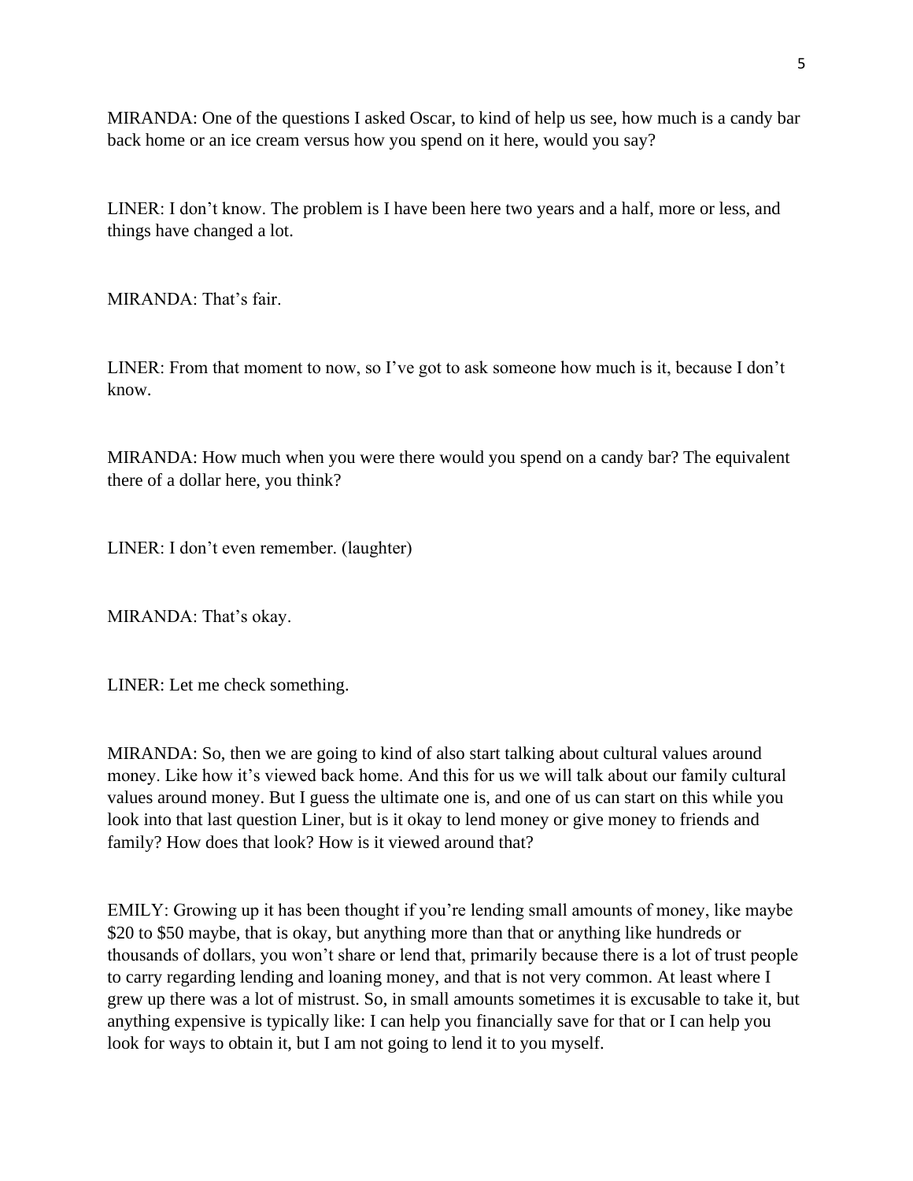MIRANDA: One of the questions I asked Oscar, to kind of help us see, how much is a candy bar back home or an ice cream versus how you spend on it here, would you say?

LINER: I don't know. The problem is I have been here two years and a half, more or less, and things have changed a lot.

MIRANDA: That's fair.

LINER: From that moment to now, so I've got to ask someone how much is it, because I don't know.

MIRANDA: How much when you were there would you spend on a candy bar? The equivalent there of a dollar here, you think?

LINER: I don't even remember. (laughter)

MIRANDA: That's okay.

LINER: Let me check something.

MIRANDA: So, then we are going to kind of also start talking about cultural values around money. Like how it's viewed back home. And this for us we will talk about our family cultural values around money. But I guess the ultimate one is, and one of us can start on this while you look into that last question Liner, but is it okay to lend money or give money to friends and family? How does that look? How is it viewed around that?

EMILY: Growing up it has been thought if you're lending small amounts of money, like maybe $20 to $50 maybe, that is okay, but anything more than that or anything like hundreds or thousands of dollars, you won't share or lend that, primarily because there is a lot of trust people to carry regarding lending and loaning money, and that is not very common. At least where I grew up there was a lot of mistrust. So, in small amounts sometimes it is excusable to take it, but anything expensive is typically like: I can help you financially save for that or I can help you look for ways to obtain it, but I am not going to lend it to you myself.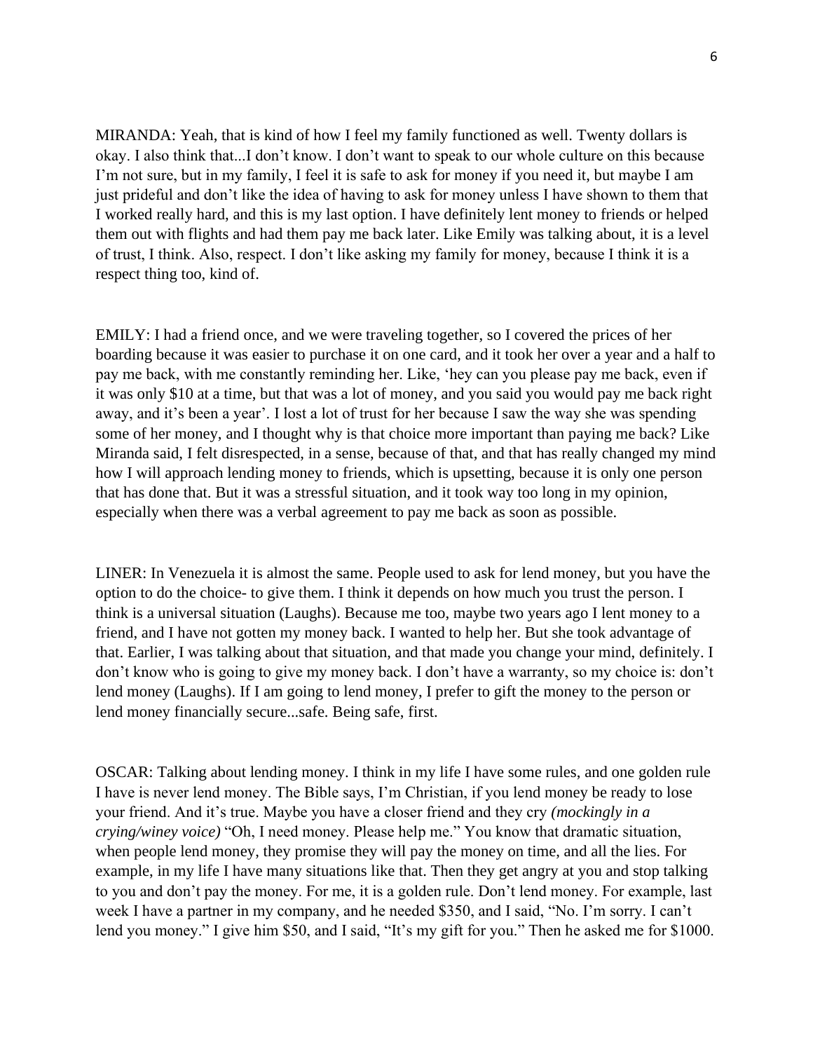MIRANDA: Yeah, that is kind of how I feel my family functioned as well. Twenty dollars is okay. I also think that...I don't know. I don't want to speak to our whole culture on this because I'm not sure, but in my family, I feel it is safe to ask for money if you need it, but maybe I am just prideful and don't like the idea of having to ask for money unless I have shown to them that I worked really hard, and this is my last option. I have definitely lent money to friends or helped them out with flights and had them pay me back later. Like Emily was talking about, it is a level of trust, I think. Also, respect. I don't like asking my family for money, because I think it is a respect thing too, kind of.

EMILY: I had a friend once, and we were traveling together, so I covered the prices of her boarding because it was easier to purchase it on one card, and it took her over a year and a half to pay me back, with me constantly reminding her. Like, 'hey can you please pay me back, even if it was only $10 at a time, but that was a lot of money, and you said you would pay me back right away, and it's been a year'. I lost a lot of trust for her because I saw the way she was spending some of her money, and I thought why is that choice more important than paying me back? Like Miranda said, I felt disrespected, in a sense, because of that, and that has really changed my mind how I will approach lending money to friends, which is upsetting, because it is only one person that has done that. But it was a stressful situation, and it took way too long in my opinion, especially when there was a verbal agreement to pay me back as soon as possible.

LINER: In Venezuela it is almost the same. People used to ask for lend money, but you have the option to do the choice- to give them. I think it depends on how much you trust the person. I think is a universal situation (Laughs). Because me too, maybe two years ago I lent money to a friend, and I have not gotten my money back. I wanted to help her. But she took advantage of that. Earlier, I was talking about that situation, and that made you change your mind, definitely. I don't know who is going to give my money back. I don't have a warranty, so my choice is: don't lend money (Laughs). If I am going to lend money, I prefer to gift the money to the person or lend money financially secure...safe. Being safe, first.

OSCAR: Talking about lending money. I think in my life I have some rules, and one golden rule I have is never lend money. The Bible says, I'm Christian, if you lend money be ready to lose your friend. And it's true. Maybe you have a closer friend and they cry *(mockingly in a crying/winey voice)* "Oh, I need money. Please help me." You know that dramatic situation, when people lend money, they promise they will pay the money on time, and all the lies. For example, in my life I have many situations like that. Then they get angry at you and stop talking to you and don't pay the money. For me, it is a golden rule. Don't lend money. For example, last week I have a partner in my company, and he needed $350, and I said, "No. I'm sorry. I can't lend you money." I give him $50, and I said, "It's my gift for you." Then he asked me for $1000.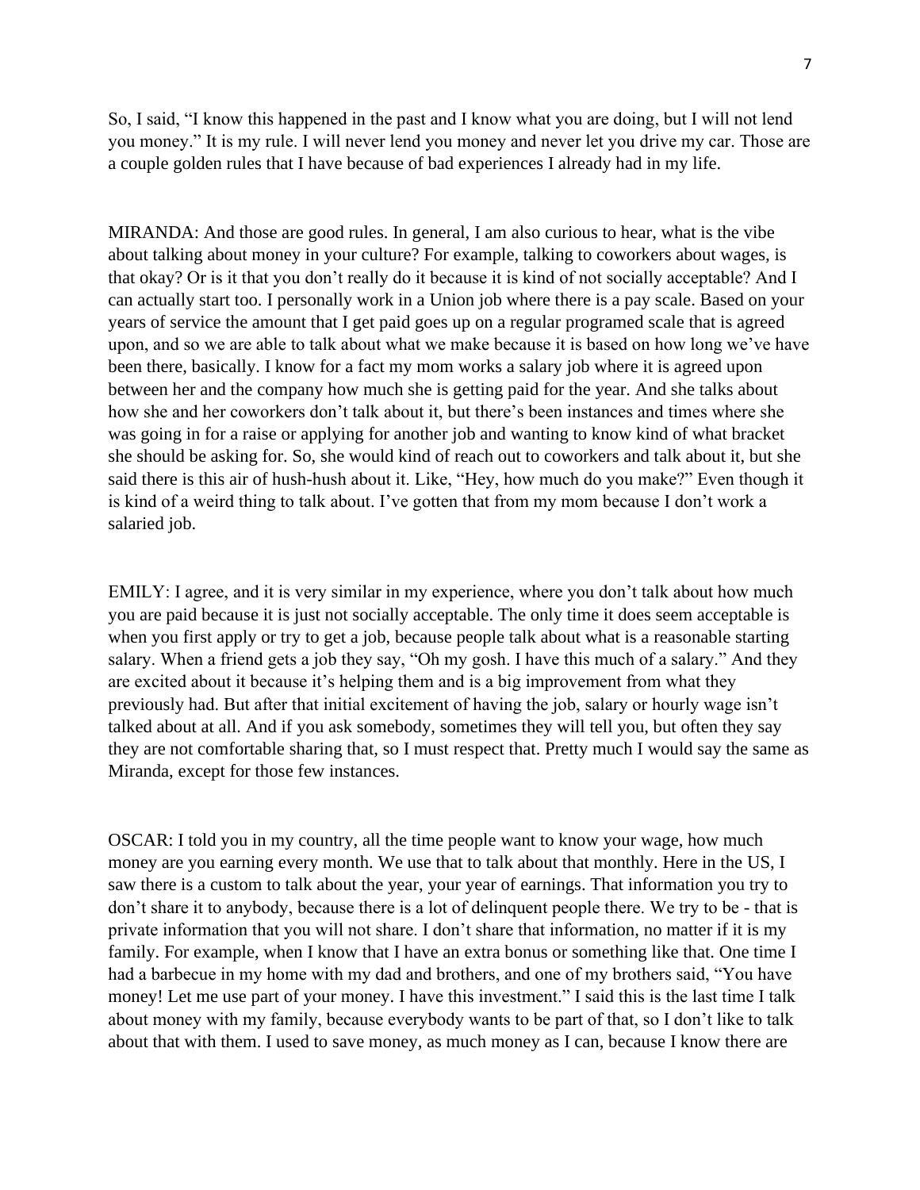So, I said, "I know this happened in the past and I know what you are doing, but I will not lend you money." It is my rule. I will never lend you money and never let you drive my car. Those are a couple golden rules that I have because of bad experiences I already had in my life.

MIRANDA: And those are good rules. In general, I am also curious to hear, what is the vibe about talking about money in your culture? For example, talking to coworkers about wages, is that okay? Or is it that you don't really do it because it is kind of not socially acceptable? And I can actually start too. I personally work in a Union job where there is a pay scale. Based on your years of service the amount that I get paid goes up on a regular programed scale that is agreed upon, and so we are able to talk about what we make because it is based on how long we've have been there, basically. I know for a fact my mom works a salary job where it is agreed upon between her and the company how much she is getting paid for the year. And she talks about how she and her coworkers don't talk about it, but there's been instances and times where she was going in for a raise or applying for another job and wanting to know kind of what bracket she should be asking for. So, she would kind of reach out to coworkers and talk about it, but she said there is this air of hush-hush about it. Like, "Hey, how much do you make?" Even though it is kind of a weird thing to talk about. I've gotten that from my mom because I don't work a salaried job.

EMILY: I agree, and it is very similar in my experience, where you don't talk about how much you are paid because it is just not socially acceptable. The only time it does seem acceptable is when you first apply or try to get a job, because people talk about what is a reasonable starting salary. When a friend gets a job they say, "Oh my gosh. I have this much of a salary." And they are excited about it because it's helping them and is a big improvement from what they previously had. But after that initial excitement of having the job, salary or hourly wage isn't talked about at all. And if you ask somebody, sometimes they will tell you, but often they say they are not comfortable sharing that, so I must respect that. Pretty much I would say the same as Miranda, except for those few instances.

OSCAR: I told you in my country, all the time people want to know your wage, how much money are you earning every month. We use that to talk about that monthly. Here in the US, I saw there is a custom to talk about the year, your year of earnings. That information you try to don't share it to anybody, because there is a lot of delinquent people there. We try to be - that is private information that you will not share. I don't share that information, no matter if it is my family. For example, when I know that I have an extra bonus or something like that. One time I had a barbecue in my home with my dad and brothers, and one of my brothers said, "You have money! Let me use part of your money. I have this investment." I said this is the last time I talk about money with my family, because everybody wants to be part of that, so I don't like to talk about that with them. I used to save money, as much money as I can, because I know there are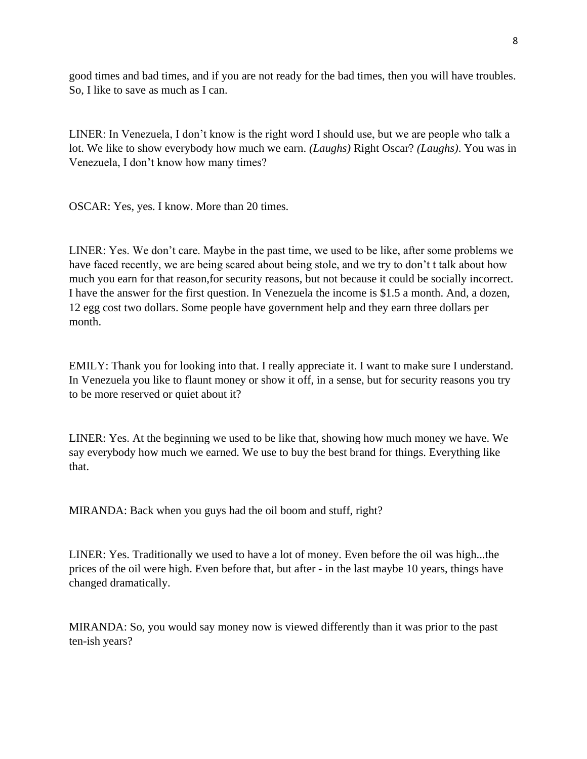good times and bad times, and if you are not ready for the bad times, then you will have troubles. So, I like to save as much as I can.

LINER: In Venezuela, I don't know is the right word I should use, but we are people who talk a lot. We like to show everybody how much we earn. *(Laughs)* Right Oscar? *(Laughs)*. You was in Venezuela, I don't know how many times?

OSCAR: Yes, yes. I know. More than 20 times.

LINER: Yes. We don't care. Maybe in the past time, we used to be like, after some problems we have faced recently, we are being scared about being stole, and we try to don't t talk about how much you earn for that reason,for security reasons, but not because it could be socially incorrect. I have the answer for the first question. In Venezuela the income is $1.5 a month. And, a dozen, 12 egg cost two dollars. Some people have government help and they earn three dollars per month.

EMILY: Thank you for looking into that. I really appreciate it. I want to make sure I understand. In Venezuela you like to flaunt money or show it off, in a sense, but for security reasons you try to be more reserved or quiet about it?

LINER: Yes. At the beginning we used to be like that, showing how much money we have. We say everybody how much we earned. We use to buy the best brand for things. Everything like that.

MIRANDA: Back when you guys had the oil boom and stuff, right?

LINER: Yes. Traditionally we used to have a lot of money. Even before the oil was high...the prices of the oil were high. Even before that, but after - in the last maybe 10 years, things have changed dramatically.

MIRANDA: So, you would say money now is viewed differently than it was prior to the past ten-ish years?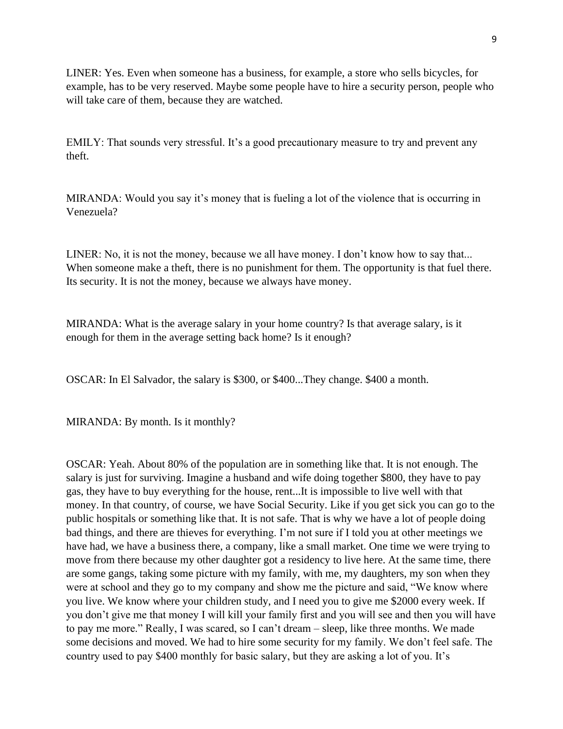LINER: Yes. Even when someone has a business, for example, a store who sells bicycles, for example, has to be very reserved. Maybe some people have to hire a security person, people who will take care of them, because they are watched.

EMILY: That sounds very stressful. It's a good precautionary measure to try and prevent any theft.

MIRANDA: Would you say it's money that is fueling a lot of the violence that is occurring in Venezuela?

LINER: No, it is not the money, because we all have money. I don't know how to say that... When someone make a theft, there is no punishment for them. The opportunity is that fuel there. Its security. It is not the money, because we always have money.

MIRANDA: What is the average salary in your home country? Is that average salary, is it enough for them in the average setting back home? Is it enough?

OSCAR: In El Salvador, the salary is $300, or $400...They change. $400 a month.

MIRANDA: By month. Is it monthly?

OSCAR: Yeah. About 80% of the population are in something like that. It is not enough. The salary is just for surviving. Imagine a husband and wife doing together $800, they have to pay gas, they have to buy everything for the house, rent...It is impossible to live well with that money. In that country, of course, we have Social Security. Like if you get sick you can go to the public hospitals or something like that. It is not safe. That is why we have a lot of people doing bad things, and there are thieves for everything. I'm not sure if I told you at other meetings we have had, we have a business there, a company, like a small market. One time we were trying to move from there because my other daughter got a residency to live here. At the same time, there are some gangs, taking some picture with my family, with me, my daughters, my son when they were at school and they go to my company and show me the picture and said, "We know where you live. We know where your children study, and I need you to give me $2000 every week. If you don't give me that money I will kill your family first and you will see and then you will have to pay me more." Really, I was scared, so I can't dream – sleep, like three months. We made some decisions and moved. We had to hire some security for my family. We don't feel safe. The country used to pay $400 monthly for basic salary, but they are asking a lot of you. It's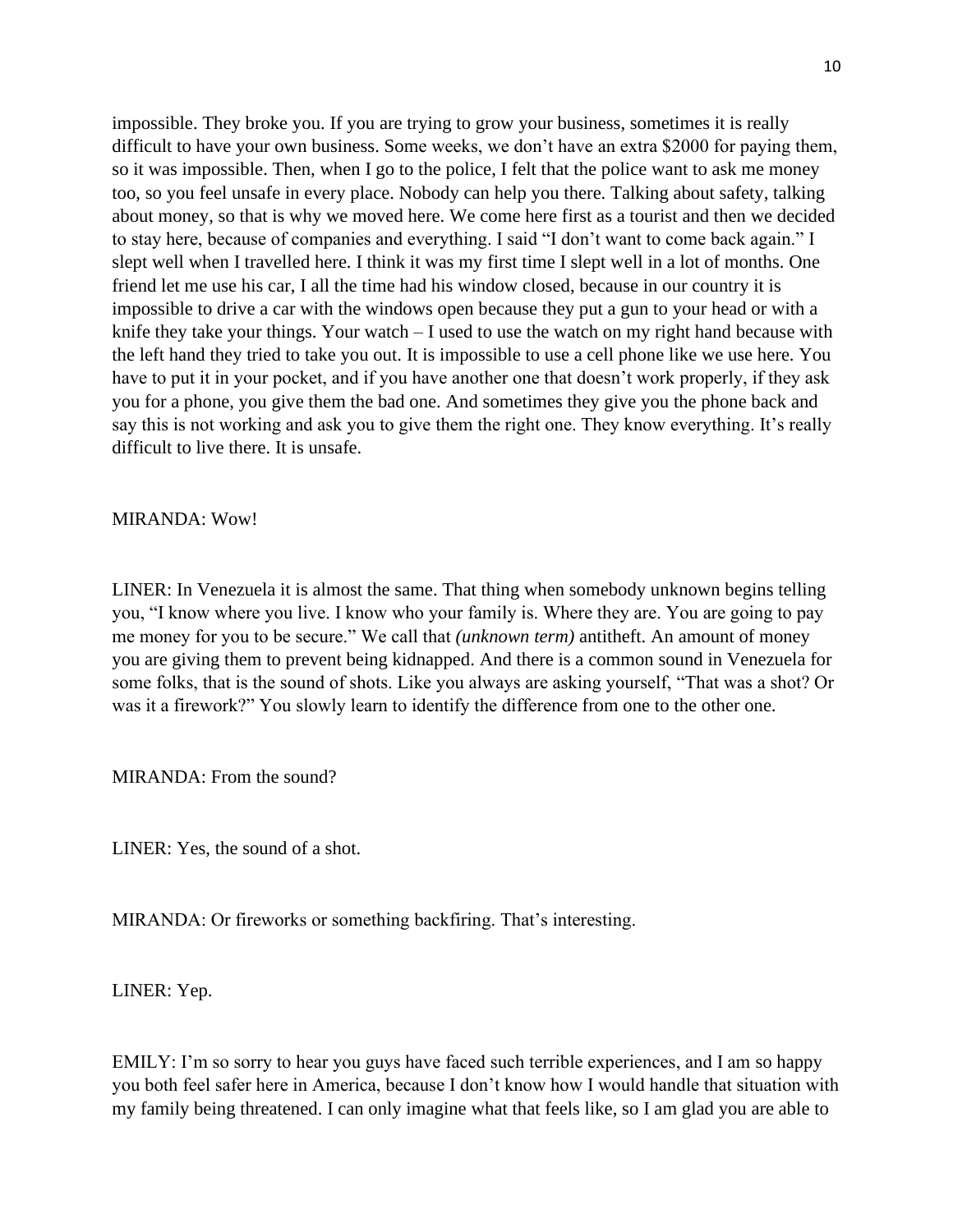impossible. They broke you. If you are trying to grow your business, sometimes it is really difficult to have your own business. Some weeks, we don't have an extra $2000 for paying them, so it was impossible. Then, when I go to the police, I felt that the police want to ask me money too, so you feel unsafe in every place. Nobody can help you there. Talking about safety, talking about money, so that is why we moved here. We come here first as a tourist and then we decided to stay here, because of companies and everything. I said "I don't want to come back again." I slept well when I travelled here. I think it was my first time I slept well in a lot of months. One friend let me use his car, I all the time had his window closed, because in our country it is impossible to drive a car with the windows open because they put a gun to your head or with a knife they take your things. Your watch – I used to use the watch on my right hand because with the left hand they tried to take you out. It is impossible to use a cell phone like we use here. You have to put it in your pocket, and if you have another one that doesn't work properly, if they ask you for a phone, you give them the bad one. And sometimes they give you the phone back and say this is not working and ask you to give them the right one. They know everything. It's really difficult to live there. It is unsafe.

MIRANDA: Wow!

LINER: In Venezuela it is almost the same. That thing when somebody unknown begins telling you, "I know where you live. I know who your family is. Where they are. You are going to pay me money for you to be secure." We call that *(unknown term)* antitheft. An amount of money you are giving them to prevent being kidnapped. And there is a common sound in Venezuela for some folks, that is the sound of shots. Like you always are asking yourself, "That was a shot? Or was it a firework?" You slowly learn to identify the difference from one to the other one.

MIRANDA: From the sound?

LINER: Yes, the sound of a shot.

MIRANDA: Or fireworks or something backfiring. That's interesting.

LINER: Yep.

EMILY: I'm so sorry to hear you guys have faced such terrible experiences, and I am so happy you both feel safer here in America, because I don't know how I would handle that situation with my family being threatened. I can only imagine what that feels like, so I am glad you are able to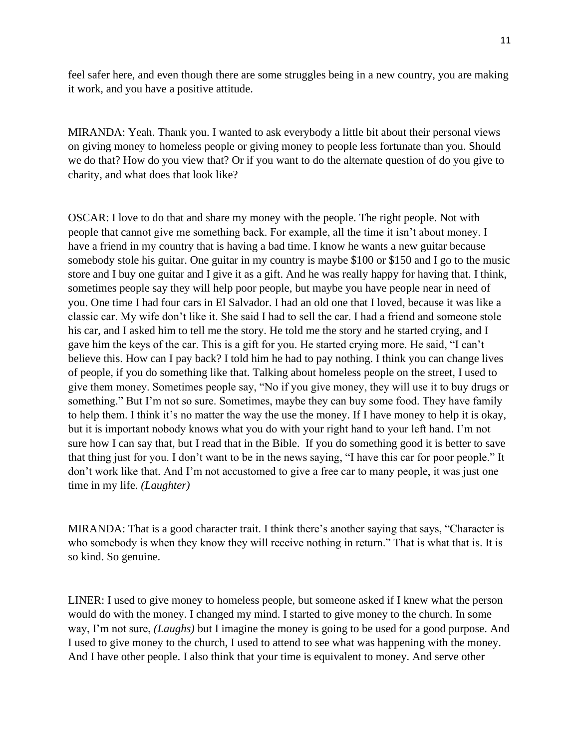feel safer here, and even though there are some struggles being in a new country, you are making it work, and you have a positive attitude.

MIRANDA: Yeah. Thank you. I wanted to ask everybody a little bit about their personal views on giving money to homeless people or giving money to people less fortunate than you. Should we do that? How do you view that? Or if you want to do the alternate question of do you give to charity, and what does that look like?

OSCAR: I love to do that and share my money with the people. The right people. Not with people that cannot give me something back. For example, all the time it isn't about money. I have a friend in my country that is having a bad time. I know he wants a new guitar because somebody stole his guitar. One guitar in my country is maybe $100 or $150 and I go to the music store and I buy one guitar and I give it as a gift. And he was really happy for having that. I think, sometimes people say they will help poor people, but maybe you have people near in need of you. One time I had four cars in El Salvador. I had an old one that I loved, because it was like a classic car. My wife don't like it. She said I had to sell the car. I had a friend and someone stole his car, and I asked him to tell me the story. He told me the story and he started crying, and I gave him the keys of the car. This is a gift for you. He started crying more. He said, "I can't believe this. How can I pay back? I told him he had to pay nothing. I think you can change lives of people, if you do something like that. Talking about homeless people on the street, I used to give them money. Sometimes people say, "No if you give money, they will use it to buy drugs or something." But I'm not so sure. Sometimes, maybe they can buy some food. They have family to help them. I think it's no matter the way the use the money. If I have money to help it is okay, but it is important nobody knows what you do with your right hand to your left hand. I'm not sure how I can say that, but I read that in the Bible. If you do something good it is better to save that thing just for you. I don't want to be in the news saying, "I have this car for poor people." It don't work like that. And I'm not accustomed to give a free car to many people, it was just one time in my life. *(Laughter)*

MIRANDA: That is a good character trait. I think there's another saying that says, "Character is who somebody is when they know they will receive nothing in return." That is what that is. It is so kind. So genuine.

LINER: I used to give money to homeless people, but someone asked if I knew what the person would do with the money. I changed my mind. I started to give money to the church. In some way, I'm not sure, *(Laughs)* but I imagine the money is going to be used for a good purpose. And I used to give money to the church, I used to attend to see what was happening with the money. And I have other people. I also think that your time is equivalent to money. And serve other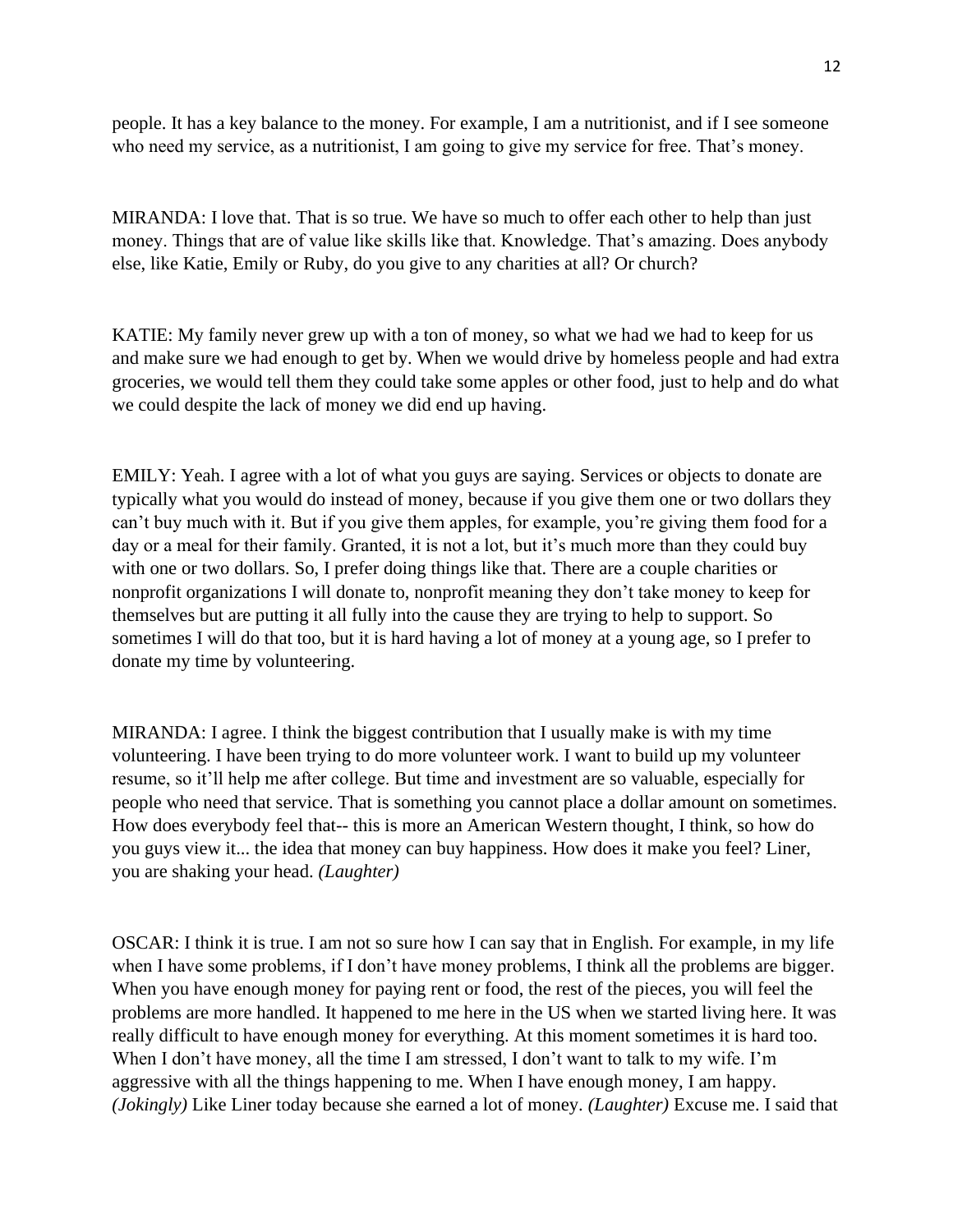people. It has a key balance to the money. For example, I am a nutritionist, and if I see someone who need my service, as a nutritionist, I am going to give my service for free. That's money.

MIRANDA: I love that. That is so true. We have so much to offer each other to help than just money. Things that are of value like skills like that. Knowledge. That's amazing. Does anybody else, like Katie, Emily or Ruby, do you give to any charities at all? Or church?

KATIE: My family never grew up with a ton of money, so what we had we had to keep for us and make sure we had enough to get by. When we would drive by homeless people and had extra groceries, we would tell them they could take some apples or other food, just to help and do what we could despite the lack of money we did end up having.

EMILY: Yeah. I agree with a lot of what you guys are saying. Services or objects to donate are typically what you would do instead of money, because if you give them one or two dollars they can't buy much with it. But if you give them apples, for example, you're giving them food for a day or a meal for their family. Granted, it is not a lot, but it's much more than they could buy with one or two dollars. So, I prefer doing things like that. There are a couple charities or nonprofit organizations I will donate to, nonprofit meaning they don't take money to keep for themselves but are putting it all fully into the cause they are trying to help to support. So sometimes I will do that too, but it is hard having a lot of money at a young age, so I prefer to donate my time by volunteering.

MIRANDA: I agree. I think the biggest contribution that I usually make is with my time volunteering. I have been trying to do more volunteer work. I want to build up my volunteer resume, so it'll help me after college. But time and investment are so valuable, especially for people who need that service. That is something you cannot place a dollar amount on sometimes. How does everybody feel that-- this is more an American Western thought, I think, so how do you guys view it... the idea that money can buy happiness. How does it make you feel? Liner, you are shaking your head. *(Laughter)*

OSCAR: I think it is true. I am not so sure how I can say that in English. For example, in my life when I have some problems, if I don't have money problems, I think all the problems are bigger. When you have enough money for paying rent or food, the rest of the pieces, you will feel the problems are more handled. It happened to me here in the US when we started living here. It was really difficult to have enough money for everything. At this moment sometimes it is hard too. When I don't have money, all the time I am stressed, I don't want to talk to my wife. I'm aggressive with all the things happening to me. When I have enough money, I am happy. *(Jokingly)* Like Liner today because she earned a lot of money. *(Laughter)* Excuse me. I said that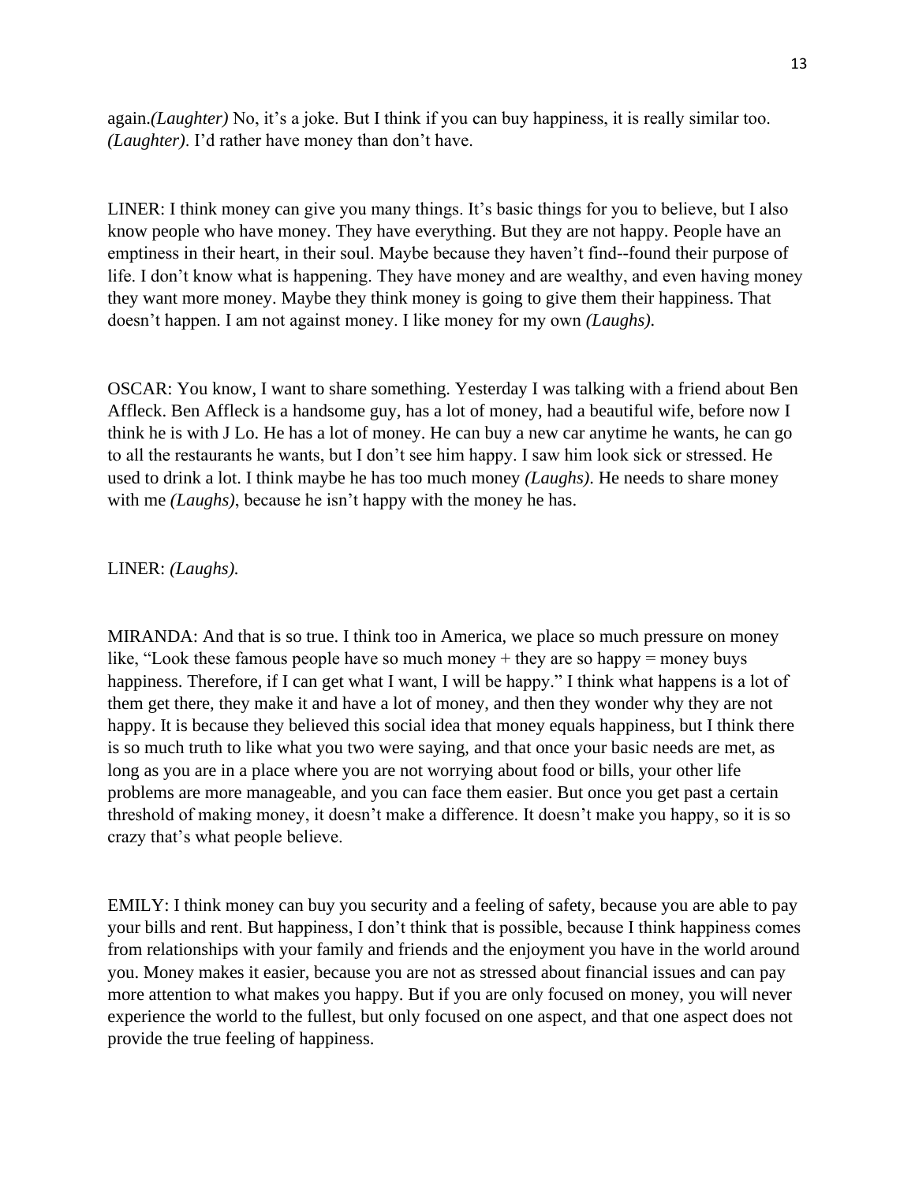again.*(Laughter)* No, it's a joke. But I think if you can buy happiness, it is really similar too. *(Laughter)*. I'd rather have money than don't have.

LINER: I think money can give you many things. It's basic things for you to believe, but I also know people who have money. They have everything. But they are not happy. People have an emptiness in their heart, in their soul. Maybe because they haven't find--found their purpose of life. I don't know what is happening. They have money and are wealthy, and even having money they want more money. Maybe they think money is going to give them their happiness. That doesn't happen. I am not against money. I like money for my own *(Laughs).*

OSCAR: You know, I want to share something. Yesterday I was talking with a friend about Ben Affleck. Ben Affleck is a handsome guy, has a lot of money, had a beautiful wife, before now I think he is with J Lo. He has a lot of money. He can buy a new car anytime he wants, he can go to all the restaurants he wants, but I don't see him happy. I saw him look sick or stressed. He used to drink a lot. I think maybe he has too much money *(Laughs)*. He needs to share money with me *(Laughs)*, because he isn't happy with the money he has.

LINER: *(Laughs).*

MIRANDA: And that is so true. I think too in America, we place so much pressure on money like, "Look these famous people have so much money + they are so happy = money buys happiness. Therefore, if I can get what I want, I will be happy." I think what happens is a lot of them get there, they make it and have a lot of money, and then they wonder why they are not happy. It is because they believed this social idea that money equals happiness, but I think there is so much truth to like what you two were saying, and that once your basic needs are met, as long as you are in a place where you are not worrying about food or bills, your other life problems are more manageable, and you can face them easier. But once you get past a certain threshold of making money, it doesn't make a difference. It doesn't make you happy, so it is so crazy that's what people believe.

EMILY: I think money can buy you security and a feeling of safety, because you are able to pay your bills and rent. But happiness, I don't think that is possible, because I think happiness comes from relationships with your family and friends and the enjoyment you have in the world around you. Money makes it easier, because you are not as stressed about financial issues and can pay more attention to what makes you happy. But if you are only focused on money, you will never experience the world to the fullest, but only focused on one aspect, and that one aspect does not provide the true feeling of happiness.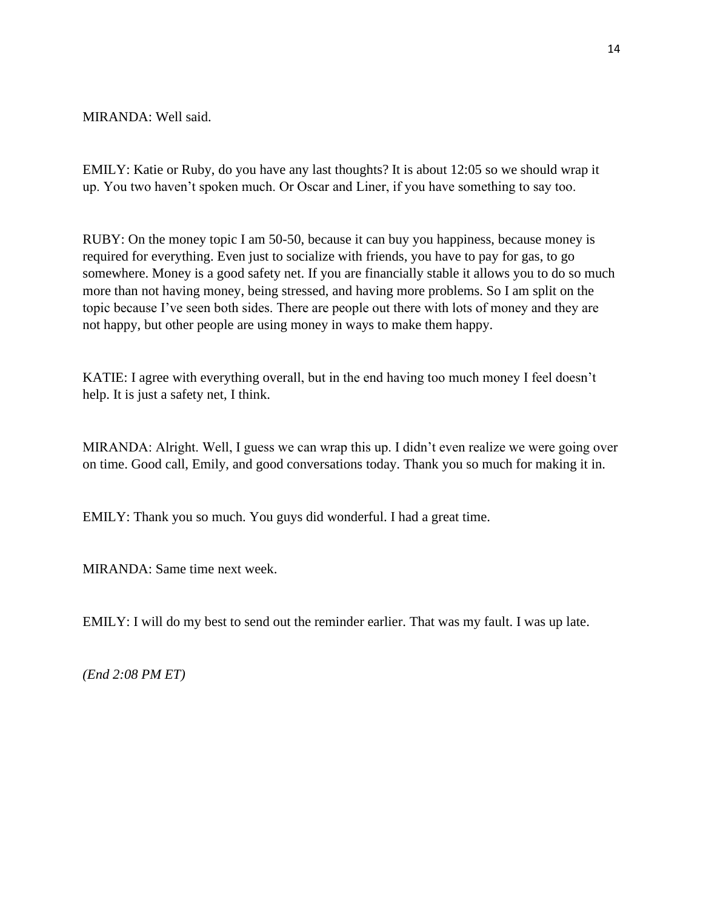MIRANDA: Well said.

EMILY: Katie or Ruby, do you have any last thoughts? It is about 12:05 so we should wrap it up. You two haven't spoken much. Or Oscar and Liner, if you have something to say too.

RUBY: On the money topic I am 50-50, because it can buy you happiness, because money is required for everything. Even just to socialize with friends, you have to pay for gas, to go somewhere. Money is a good safety net. If you are financially stable it allows you to do so much more than not having money, being stressed, and having more problems. So I am split on the topic because I've seen both sides. There are people out there with lots of money and they are not happy, but other people are using money in ways to make them happy.

KATIE: I agree with everything overall, but in the end having too much money I feel doesn't help. It is just a safety net, I think.

MIRANDA: Alright. Well, I guess we can wrap this up. I didn't even realize we were going over on time. Good call, Emily, and good conversations today. Thank you so much for making it in.

EMILY: Thank you so much. You guys did wonderful. I had a great time.

MIRANDA: Same time next week.

EMILY: I will do my best to send out the reminder earlier. That was my fault. I was up late.

*(End 2:08 PM ET)*